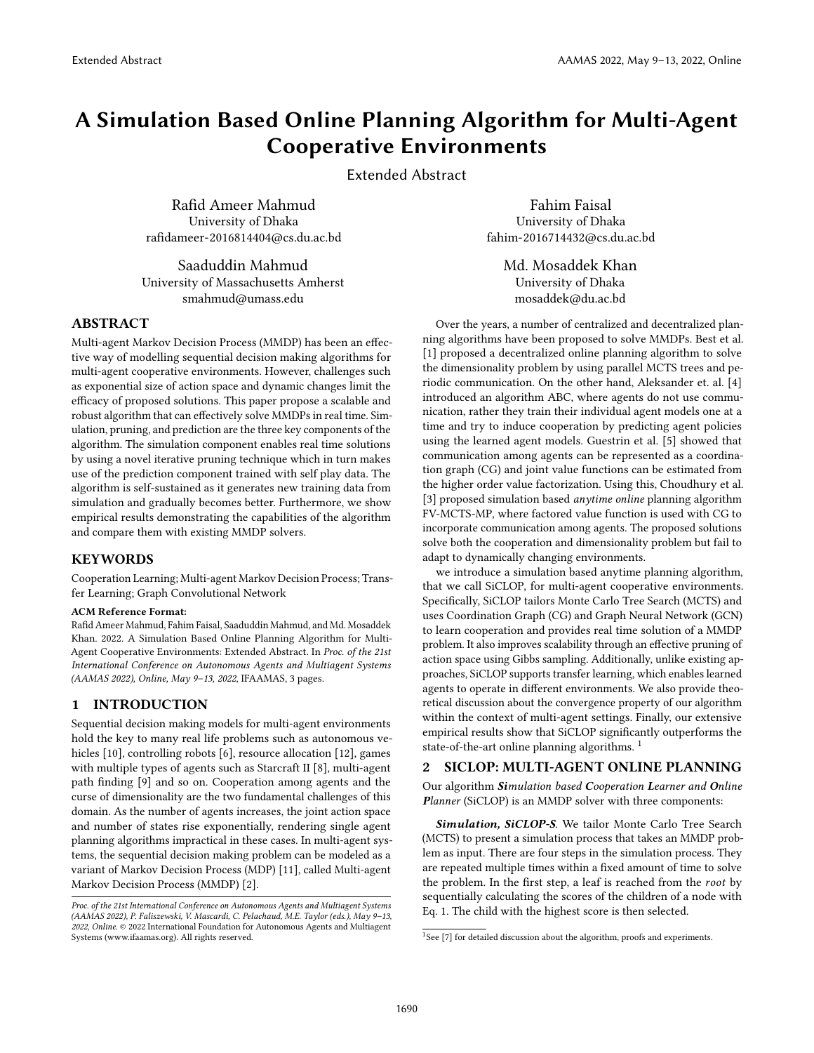# A Simulation Based Online Planning Algorithm for Multi-Agent Cooperative Environments

Extended Abstract

Rafid Ameer Mahmud
University of Dhaka
rafidameer-2016814404@cs.du.ac.bd

Fahim Faisal
University of Dhaka
fahim-2016714432@cs.du.ac.bd

Saaduddin Mahmud
University of Massachusetts Amherst
smahmud@umass.edu

Md. Mosaddek Khan
University of Dhaka
mosaddek@du.ac.bd

## ABSTRACT

Multi-agent Markov Decision Process (MMDP) has been an effective way of modelling sequential decision making algorithms for multi-agent cooperative environments. However, challenges such as exponential size of action space and dynamic changes limit the efficacy of proposed solutions. This paper propose a scalable and robust algorithm that can effectively solve MMDPs in real time. Simulation, pruning, and prediction are the three key components of the algorithm. The simulation component enables real time solutions by using a novel iterative pruning technique which in turn makes use of the prediction component trained with self play data. The algorithm is self-sustained as it generates new training data from simulation and gradually becomes better. Furthermore, we show empirical results demonstrating the capabilities of the algorithm and compare them with existing MMDP solvers.

## KEYWORDS

Cooperation Learning; Multi-agent Markov Decision Process; Transfer Learning; Graph Convolutional Network

**ACM Reference Format:**

Rafid Ameer Mahmud, Fahim Faisal, Saaduddin Mahmud, and Md. Mosaddek Khan. 2022. A Simulation Based Online Planning Algorithm for Multi-Agent Cooperative Environments: Extended Abstract. In *Proc. of the 21st International Conference on Autonomous Agents and Multiagent Systems (AAMAS 2022), Online, May 9–13, 2022,* IFAAMAS, 3 pages.

## 1 INTRODUCTION

Sequential decision making models for multi-agent environments hold the key to many real life problems such as autonomous vehicles [10], controlling robots [6], resource allocation [12], games with multiple types of agents such as Starcraft II [8], multi-agent path finding [9] and so on. Cooperation among agents and the curse of dimensionality are the two fundamental challenges of this domain. As the number of agents increases, the joint action space and number of states rise exponentially, rendering single agent planning algorithms impractical in these cases. In multi-agent systems, the sequential decision making problem can be modeled as a variant of Markov Decision Process (MDP) [11], called Multi-agent Markov Decision Process (MMDP) [2].

*Proc. of the 21st International Conference on Autonomous Agents and Multiagent Systems (AAMAS 2022), P. Faliszewski, V. Mascardi, C. Pelachaud, M.E. Taylor (eds.), May 9–13, 2022, Online.* © 2022 International Foundation for Autonomous Agents and Multiagent Systems (www.ifaamas.org). All rights reserved.

Over the years, a number of centralized and decentralized planning algorithms have been proposed to solve MMDPs. Best et al. [1] proposed a decentralized online planning algorithm to solve the dimensionality problem by using parallel MCTS trees and periodic communication. On the other hand, Aleksander et. al. [4] introduced an algorithm ABC, where agents do not use communication, rather they train their individual agent models one at a time and try to induce cooperation by predicting agent policies using the learned agent models. Guestrin et al. [5] showed that communication among agents can be represented as a coordination graph (CG) and joint value functions can be estimated from the higher order value factorization. Using this, Choudhury et al. [3] proposed simulation based *anytime online* planning algorithm FV-MCTS-MP, where factored value function is used with CG to incorporate communication among agents. The proposed solutions solve both the cooperation and dimensionality problem but fail to adapt to dynamically changing environments.

we introduce a simulation based anytime planning algorithm, that we call SiCLOP, for multi-agent cooperative environments. Specifically, SiCLOP tailors Monte Carlo Tree Search (MCTS) and uses Coordination Graph (CG) and Graph Neural Network (GCN) to learn cooperation and provides real time solution of a MMDP problem. It also improves scalability through an effective pruning of action space using Gibbs sampling. Additionally, unlike existing approaches, SiCLOP supports transfer learning, which enables learned agents to operate in different environments. We also provide theoretical discussion about the convergence property of our algorithm within the context of multi-agent settings. Finally, our extensive empirical results show that SiCLOP significantly outperforms the state-of-the-art online planning algorithms. [1]

## 2 SICLOP: MULTI-AGENT ONLINE PLANNING

Our algorithm ***Si**mulation based **C**ooperation **L**earner and **O**nline **P**lanner* (SiCLOP) is an MMDP solver with three components:

***Simulation, SiCLOP-S.*** We tailor Monte Carlo Tree Search (MCTS) to present a simulation process that takes an MMDP problem as input. There are four steps in the simulation process. They are repeated multiple times within a fixed amount of time to solve the problem. In the first step, a leaf is reached from the *root* by sequentially calculating the scores of the children of a node with Eq. 1. The child with the highest score is then selected.

[1] See [7] for detailed discussion about the algorithm, proofs and experiments.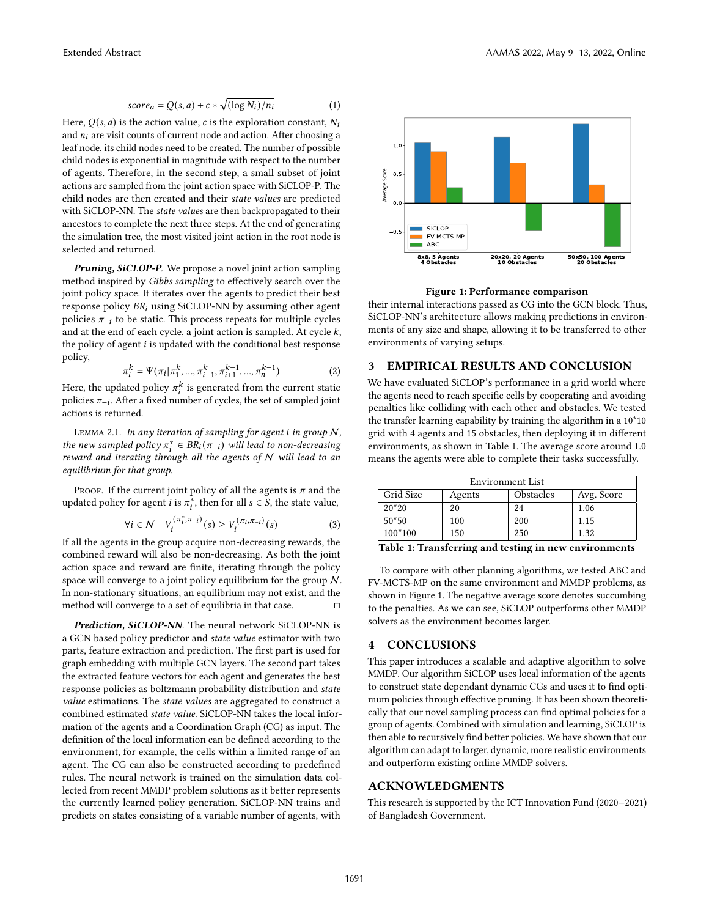$$score_a = Q(s, a) + c * \sqrt{(\log N_i)/n_i} \tag{1}$$

Here, $Q(s, a)$ is the action value, $c$ is the exploration constant, $N_i$ and $n_i$ are visit counts of current node and action. After choosing a leaf node, its child nodes need to be created. The number of possible child nodes is exponential in magnitude with respect to the number of agents. Therefore, in the second step, a small subset of joint actions are sampled from the joint action space with SiCLOP-P. The child nodes are then created and their *state values* are predicted with SiCLOP-NN. The *state values* are then backpropagated to their ancestors to complete the next three steps. At the end of generating the simulation tree, the most visited joint action in the root node is selected and returned.

***Pruning, SiCLOP-P.*** We propose a novel joint action sampling method inspired by *Gibbs sampling* to effectively search over the joint policy space. It iterates over the agents to predict their best response policy $BR_i$ using SiCLOP-NN by assuming other agent policies $\pi_{-i}$ to be static. This process repeats for multiple cycles and at the end of each cycle, a joint action is sampled. At cycle $k$, the policy of agent $i$ is updated with the conditional best response policy,

$$\pi_i^k = \Psi(\pi_i | \pi_1^k, ..., \pi_{i-1}^k, \pi_{i+1}^{k-1}, ..., \pi_n^{k-1}) \tag{2}$$

Here, the updated policy $\pi_i^k$ is generated from the current static policies $\pi_{-i}$. After a fixed number of cycles, the set of sampled joint actions is returned.

Lemma 2.1. *In any iteration of sampling for agent i in group $\mathcal{N}$, the new sampled policy $\pi_i^* \in BR_i(\pi_{-i})$ will lead to non-decreasing reward and iterating through all the agents of $\mathcal{N}$ will lead to an equilibrium for that group.*

Proof. If the current joint policy of all the agents is $\pi$ and the updated policy for agent $i$ is $\pi_i^*$, then for all $s \in S$, the state value,

$$\forall i \in \mathcal{N} \quad V_i^{(\pi_i^*, \pi_{-i})}(s) \geq V_i^{(\pi_i, \pi_{-i})}(s) \tag{3}$$

If all the agents in the group acquire non-decreasing rewards, the combined reward will also be non-decreasing. As both the joint action space and reward are finite, iterating through the policy space will converge to a joint policy equilibrium for the group $\mathcal{N}$. In non-stationary situations, an equilibrium may not exist, and the method will converge to a set of equilibria in that case. □

***Prediction, SiCLOP-NN.*** The neural network SiCLOP-NN is a GCN based policy predictor and *state value* estimator with two parts, feature extraction and prediction. The first part is used for graph embedding with multiple GCN layers. The second part takes the extracted feature vectors for each agent and generates the best response policies as boltzmann probability distribution and *state value* estimations. The *state values* are aggregated to construct a combined estimated *state value*. SiCLOP-NN takes the local information of the agents and a Coordination Graph (CG) as input. The definition of the local information can be defined according to the environment, for example, the cells within a limited range of an agent. The CG can also be constructed according to predefined rules. The neural network is trained on the simulation data collected from recent MMDP problem solutions as it better represents the currently learned policy generation. SiCLOP-NN trains and predicts on states consisting of a variable number of agents, with their internal interactions passed as CG into the GCN block. Thus, SiCLOP-NN's architecture allows making predictions in environments of any size and shape, allowing it to be transferred to other environments of varying setups.

**Figure 1: Performance comparison**

## 3 EMPIRICAL RESULTS AND CONCLUSION

We have evaluated SiCLOP's performance in a grid world where the agents need to reach specific cells by cooperating and avoiding penalties like colliding with each other and obstacles. We tested the transfer learning capability by training the algorithm in a 10*10 grid with 4 agents and 15 obstacles, then deploying it in different environments, as shown in Table 1. The average score around 1.0 means the agents were able to complete their tasks successfully.

| Environment List | | | |
|---|---|---|---|
| Grid Size | Agents | Obstacles | Avg. Score |
| 20*20 | 20 | 24 | 1.06 |
| 50*50 | 100 | 200 | 1.15 |
| 100*100 | 150 | 250 | 1.32 |

**Table 1: Transferring and testing in new environments**

To compare with other planning algorithms, we tested ABC and FV-MCTS-MP on the same environment and MMDP problems, as shown in Figure 1. The negative average score denotes succumbing to the penalties. As we can see, SiCLOP outperforms other MMDP solvers as the environment becomes larger.

## 4 CONCLUSIONS

This paper introduces a scalable and adaptive algorithm to solve MMDP. Our algorithm SiCLOP uses local information of the agents to construct state dependant dynamic CGs and uses it to find optimum policies through effective pruning. It has been shown theoretically that our novel sampling process can find optimal policies for a group of agents. Combined with simulation and learning, SiCLOP is then able to recursively find better policies. We have shown that our algorithm can adapt to larger, dynamic, more realistic environments and outperform existing online MMDP solvers.

## ACKNOWLEDGMENTS

This research is supported by the ICT Innovation Fund (2020−2021) of Bangladesh Government.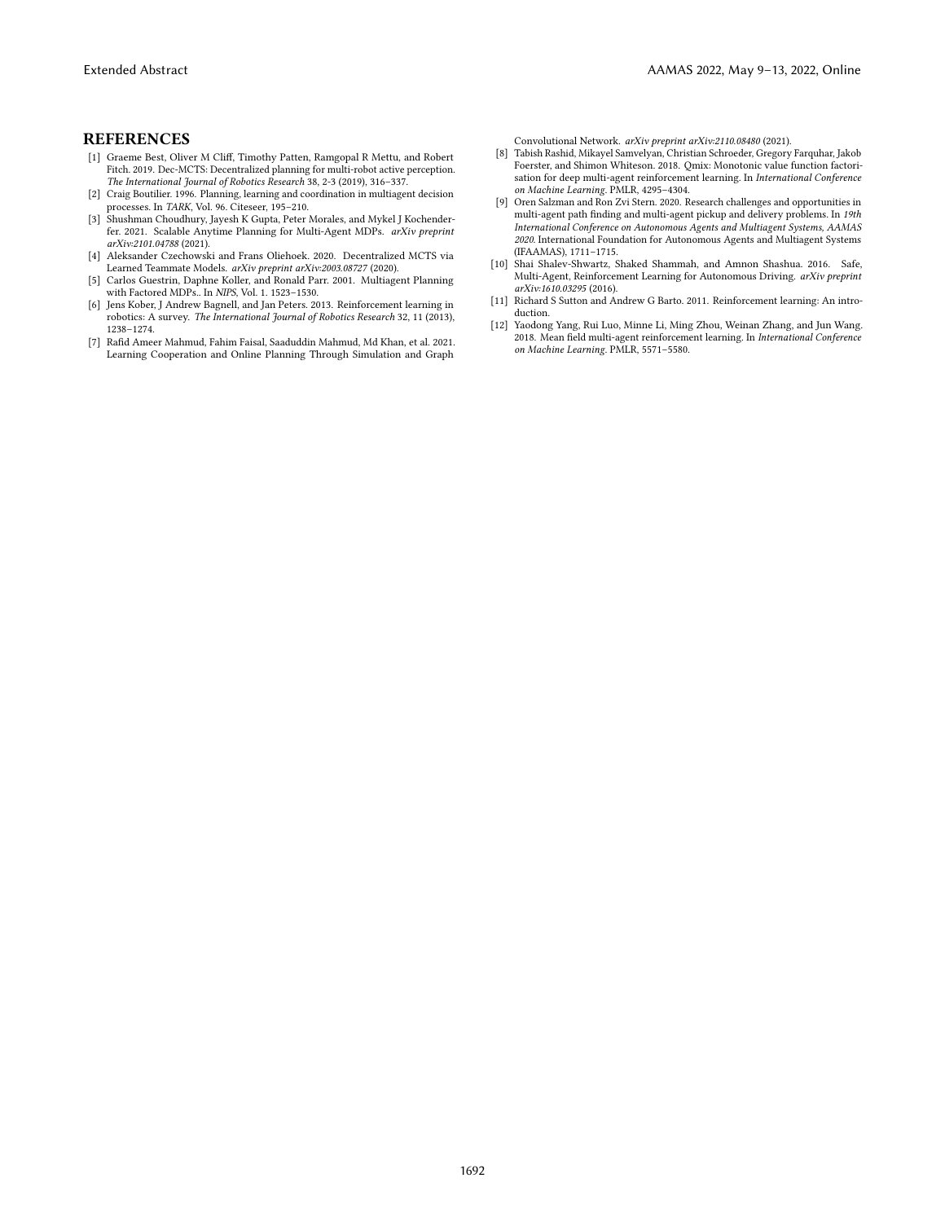## REFERENCES

[1] Graeme Best, Oliver M Cliff, Timothy Patten, Ramgopal R Mettu, and Robert Fitch. 2019. Dec-MCTS: Decentralized planning for multi-robot active perception. *The International Journal of Robotics Research* 38, 2-3 (2019), 316–337.

[2] Craig Boutilier. 1996. Planning, learning and coordination in multiagent decision processes. In *TARK*, Vol. 96. Citeseer, 195–210.

[3] Shushman Choudhury, Jayesh K Gupta, Peter Morales, and Mykel J Kochenderfer. 2021. Scalable Anytime Planning for Multi-Agent MDPs. *arXiv preprint arXiv:2101.04788* (2021).

[4] Aleksander Czechowski and Frans Oliehoek. 2020. Decentralized MCTS via Learned Teammate Models. *arXiv preprint arXiv:2003.08727* (2020).

[5] Carlos Guestrin, Daphne Koller, and Ronald Parr. 2001. Multiagent Planning with Factored MDPs.. In *NIPS*, Vol. 1. 1523–1530.

[6] Jens Kober, J Andrew Bagnell, and Jan Peters. 2013. Reinforcement learning in robotics: A survey. *The International Journal of Robotics Research* 32, 11 (2013), 1238–1274.

[7] Rafid Ameer Mahmud, Fahim Faisal, Saaduddin Mahmud, Md Khan, et al. 2021. Learning Cooperation and Online Planning Through Simulation and Graph Convolutional Network. *arXiv preprint arXiv:2110.08480* (2021).

[8] Tabish Rashid, Mikayel Samvelyan, Christian Schroeder, Gregory Farquhar, Jakob Foerster, and Shimon Whiteson. 2018. Qmix: Monotonic value function factorisation for deep multi-agent reinforcement learning. In *International Conference on Machine Learning*. PMLR, 4295–4304.

[9] Oren Salzman and Ron Zvi Stern. 2020. Research challenges and opportunities in multi-agent path finding and multi-agent pickup and delivery problems. In *19th International Conference on Autonomous Agents and Multiagent Systems, AAMAS 2020*. International Foundation for Autonomous Agents and Multiagent Systems (IFAAMAS), 1711–1715.

[10] Shai Shalev-Shwartz, Shaked Shammah, and Amnon Shashua. 2016. Safe, Multi-Agent, Reinforcement Learning for Autonomous Driving. *arXiv preprint arXiv:1610.03295* (2016).

[11] Richard S Sutton and Andrew G Barto. 2011. Reinforcement learning: An introduction.

[12] Yaodong Yang, Rui Luo, Minne Li, Ming Zhou, Weinan Zhang, and Jun Wang. 2018. Mean field multi-agent reinforcement learning. In *International Conference on Machine Learning*. PMLR, 5571–5580.